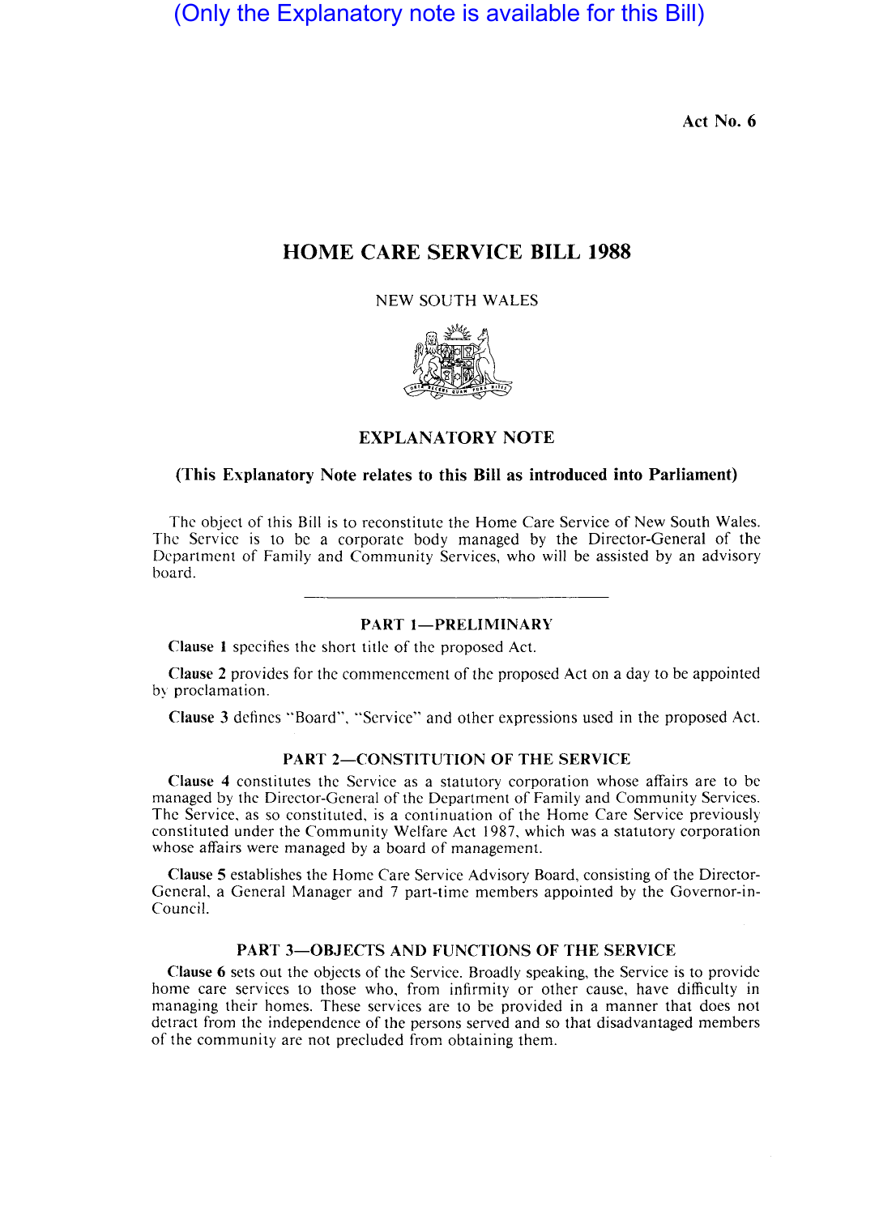(Only the Explanatory note is available for this Bill)

Act No. 6

# HOME CARE SERVICE BILL 1988

NEW SOUTH WALES

## EXPLANATORY NOTE

**(This Explanatory Note relates to this Bill as introduced into Parliament)**

The object of this Bill is to reconstitute the Home Care Service of New South Wales. The Service is to be a corporate body managed by the Director-General of the Department of Family and Community Services, who will be assisted by an advisory board.

---

### PART 1—PRELIMINARY

**Clause 1** specifies the short title of the proposed Act.

**Clause 2** provides for the commencement of the proposed Act on a day to be appointed by proclamation.

**Clause 3** defines "Board", "Service" and other expressions used in the proposed Act.

### PART 2—CONSTITUTION OF THE SERVICE

**Clause 4** constitutes the Service as a statutory corporation whose affairs are to be managed by the Director-General of the Department of Family and Community Services. The Service, as so constituted, is a continuation of the Home Care Service previously constituted under the Community Welfare Act 1987, which was a statutory corporation whose affairs were managed by a board of management.

**Clause 5** establishes the Home Care Service Advisory Board, consisting of the Director-General, a General Manager and 7 part-time members appointed by the Governor-in-Council.

### PART 3—OBJECTS AND FUNCTIONS OF THE SERVICE

**Clause 6** sets out the objects of the Service. Broadly speaking, the Service is to provide home care services to those who, from infirmity or other cause, have difficulty in managing their homes. These services are to be provided in a manner that does not detract from the independence of the persons served and so that disadvantaged members of the community are not precluded from obtaining them.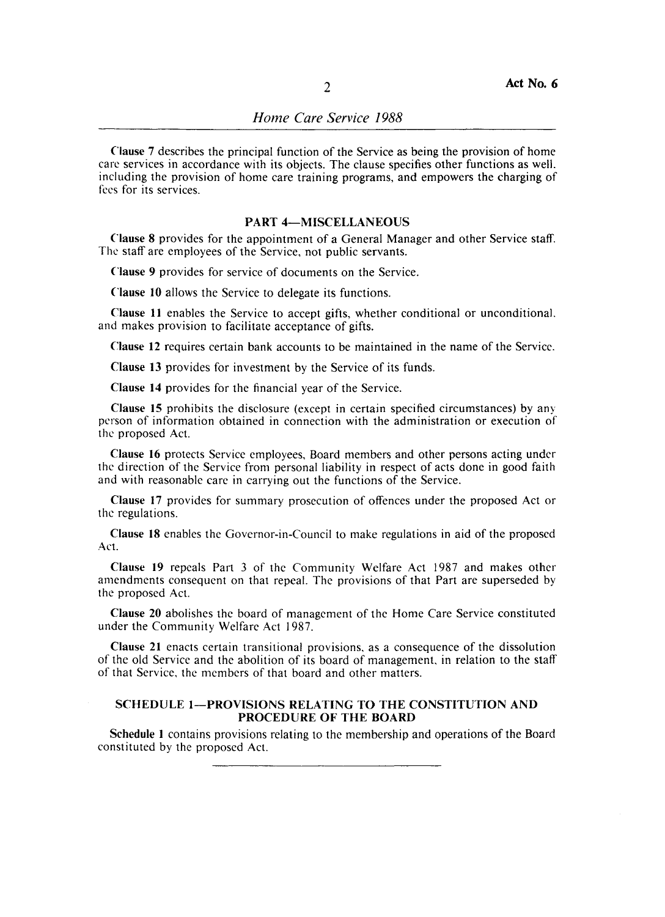Clause 7 describes the principal function of the Service as being the provision of home care services in accordance with its objects. The clause specifies other functions as well, including the provision of home care training programs, and empowers the charging of fees for its services.

## PART 4—MISCELLANEOUS

**Clause 8** provides for the appointment of a General Manager and other Service staff. The staff are employees of the Service, not public servants.

**Clause 9** provides for service of documents on the Service.

**Clause 10** allows the Service to delegate its functions.

**Clause 11** enables the Service to accept gifts, whether conditional or unconditional, and makes provision to facilitate acceptance of gifts.

**Clause 12** requires certain bank accounts to be maintained in the name of the Service.

**Clause 13** provides for investment by the Service of its funds.

**Clause 14** provides for the financial year of the Service.

**Clause 15** prohibits the disclosure (except in certain specified circumstances) by any person of information obtained in connection with the administration or execution of the proposed Act.

**Clause 16** protects Service employees, Board members and other persons acting under the direction of the Service from personal liability in respect of acts done in good faith and with reasonable care in carrying out the functions of the Service.

**Clause 17** provides for summary prosecution of offences under the proposed Act or the regulations.

**Clause 18** enables the Governor-in-Council to make regulations in aid of the proposed Act.

**Clause 19** repeals Part 3 of the Community Welfare Act 1987 and makes other amendments consequent on that repeal. The provisions of that Part are superseded by the proposed Act.

**Clause 20** abolishes the board of management of the Home Care Service constituted under the Community Welfare Act 1987.

**Clause 21** enacts certain transitional provisions, as a consequence of the dissolution of the old Service and the abolition of its board of management, in relation to the staff of that Service, the members of that board and other matters.

## SCHEDULE 1—PROVISIONS RELATING TO THE CONSTITUTION AND PROCEDURE OF THE BOARD

**Schedule 1** contains provisions relating to the membership and operations of the Board constituted by the proposed Act.